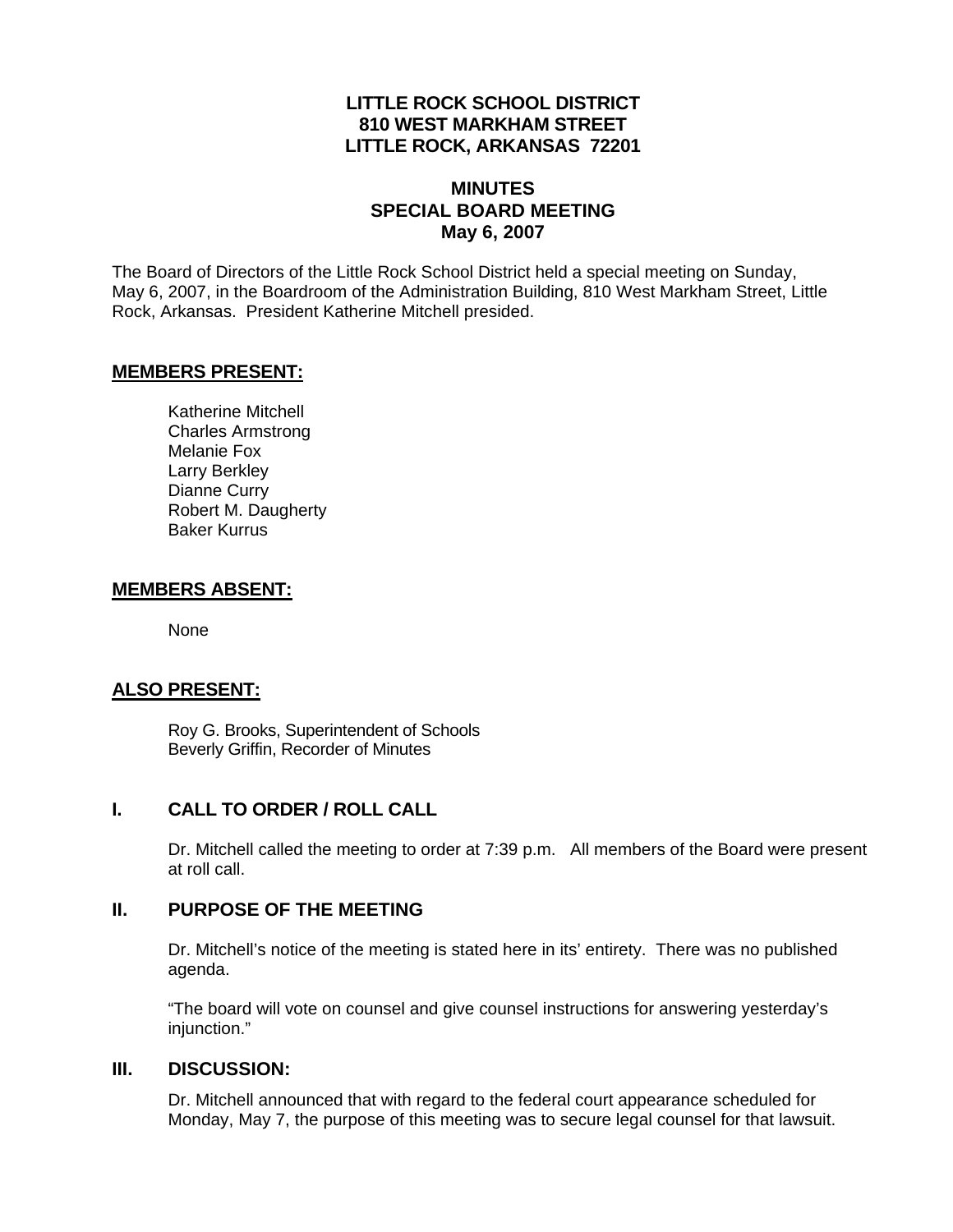# LITTLE ROCK SCHOOL DISTRICT
# 810 WEST MARKHAM STREET
# LITTLE ROCK, ARKANSAS 72201

## MINUTES
## SPECIAL BOARD MEETING
## May 6, 2007

The Board of Directors of the Little Rock School District held a special meeting on Sunday, May 6, 2007, in the Boardroom of the Administration Building, 810 West Markham Street, Little Rock, Arkansas. President Katherine Mitchell presided.

### MEMBERS PRESENT:

Katherine Mitchell
Charles Armstrong
Melanie Fox
Larry Berkley
Dianne Curry
Robert M. Daugherty
Baker Kurrus

### MEMBERS ABSENT:

None

### ALSO PRESENT:

Roy G. Brooks, Superintendent of Schools
Beverly Griffin, Recorder of Minutes

### I. CALL TO ORDER / ROLL CALL

Dr. Mitchell called the meeting to order at 7:39 p.m. All members of the Board were present at roll call.

### II. PURPOSE OF THE MEETING

Dr. Mitchell's notice of the meeting is stated here in its' entirety. There was no published agenda.

"The board will vote on counsel and give counsel instructions for answering yesterday's injunction."

### III. DISCUSSION:

Dr. Mitchell announced that with regard to the federal court appearance scheduled for Monday, May 7, the purpose of this meeting was to secure legal counsel for that lawsuit.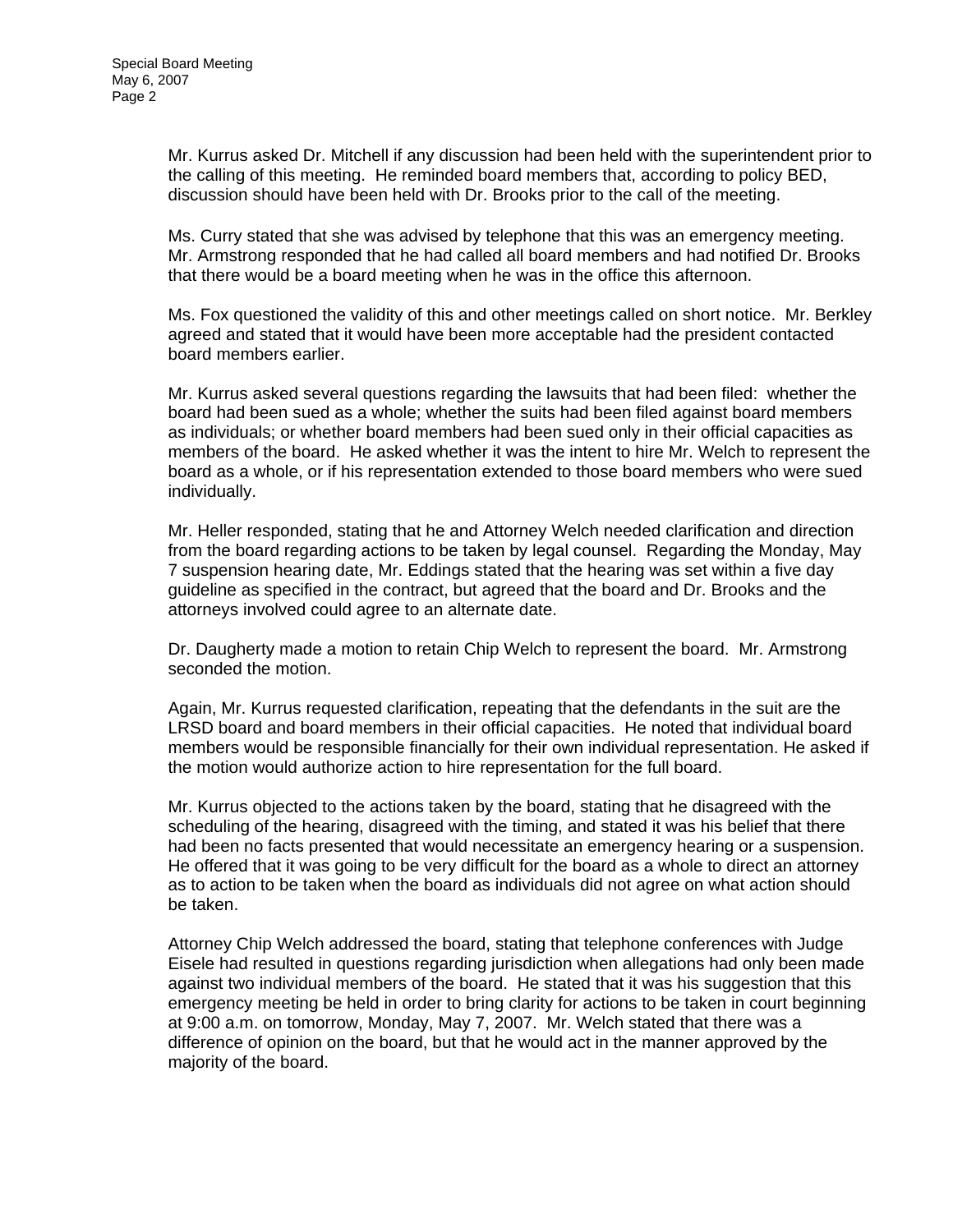Mr. Kurrus asked Dr. Mitchell if any discussion had been held with the superintendent prior to the calling of this meeting. He reminded board members that, according to policy BED, discussion should have been held with Dr. Brooks prior to the call of the meeting.

Ms. Curry stated that she was advised by telephone that this was an emergency meeting. Mr. Armstrong responded that he had called all board members and had notified Dr. Brooks that there would be a board meeting when he was in the office this afternoon.

Ms. Fox questioned the validity of this and other meetings called on short notice. Mr. Berkley agreed and stated that it would have been more acceptable had the president contacted board members earlier.

Mr. Kurrus asked several questions regarding the lawsuits that had been filed: whether the board had been sued as a whole; whether the suits had been filed against board members as individuals; or whether board members had been sued only in their official capacities as members of the board. He asked whether it was the intent to hire Mr. Welch to represent the board as a whole, or if his representation extended to those board members who were sued individually.

Mr. Heller responded, stating that he and Attorney Welch needed clarification and direction from the board regarding actions to be taken by legal counsel. Regarding the Monday, May 7 suspension hearing date, Mr. Eddings stated that the hearing was set within a five day guideline as specified in the contract, but agreed that the board and Dr. Brooks and the attorneys involved could agree to an alternate date.

Dr. Daugherty made a motion to retain Chip Welch to represent the board. Mr. Armstrong seconded the motion.

Again, Mr. Kurrus requested clarification, repeating that the defendants in the suit are the LRSD board and board members in their official capacities. He noted that individual board members would be responsible financially for their own individual representation. He asked if the motion would authorize action to hire representation for the full board.

Mr. Kurrus objected to the actions taken by the board, stating that he disagreed with the scheduling of the hearing, disagreed with the timing, and stated it was his belief that there had been no facts presented that would necessitate an emergency hearing or a suspension. He offered that it was going to be very difficult for the board as a whole to direct an attorney as to action to be taken when the board as individuals did not agree on what action should be taken.

Attorney Chip Welch addressed the board, stating that telephone conferences with Judge Eisele had resulted in questions regarding jurisdiction when allegations had only been made against two individual members of the board. He stated that it was his suggestion that this emergency meeting be held in order to bring clarity for actions to be taken in court beginning at 9:00 a.m. on tomorrow, Monday, May 7, 2007. Mr. Welch stated that there was a difference of opinion on the board, but that he would act in the manner approved by the majority of the board.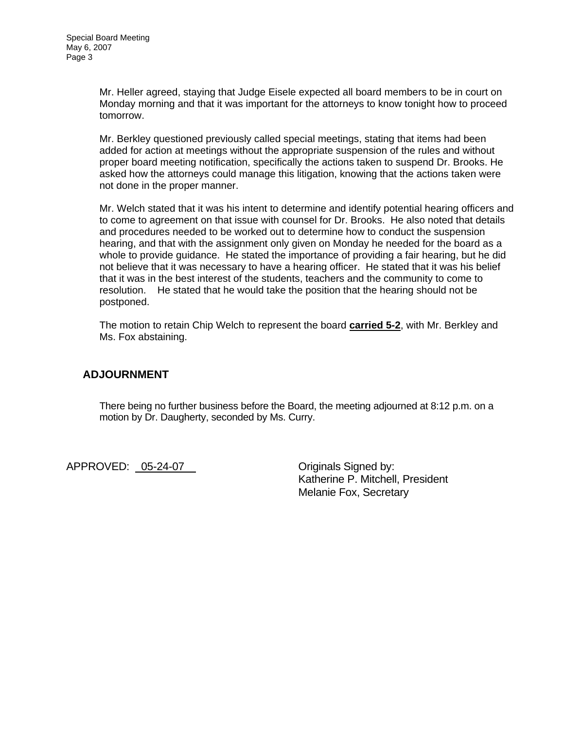Mr. Heller agreed, staying that Judge Eisele expected all board members to be in court on Monday morning and that it was important for the attorneys to know tonight how to proceed tomorrow.

Mr. Berkley questioned previously called special meetings, stating that items had been added for action at meetings without the appropriate suspension of the rules and without proper board meeting notification, specifically the actions taken to suspend Dr. Brooks. He asked how the attorneys could manage this litigation, knowing that the actions taken were not done in the proper manner.

Mr. Welch stated that it was his intent to determine and identify potential hearing officers and to come to agreement on that issue with counsel for Dr. Brooks. He also noted that details and procedures needed to be worked out to determine how to conduct the suspension hearing, and that with the assignment only given on Monday he needed for the board as a whole to provide guidance. He stated the importance of providing a fair hearing, but he did not believe that it was necessary to have a hearing officer. He stated that it was his belief that it was in the best interest of the students, teachers and the community to come to resolution. He stated that he would take the position that the hearing should not be postponed.

The motion to retain Chip Welch to represent the board **carried 5-2**, with Mr. Berkley and Ms. Fox abstaining.

## ADJOURNMENT

There being no further business before the Board, the meeting adjourned at 8:12 p.m. on a motion by Dr. Daugherty, seconded by Ms. Curry.

APPROVED: 05-24-07

Originals Signed by:
Katherine P. Mitchell, President
Melanie Fox, Secretary